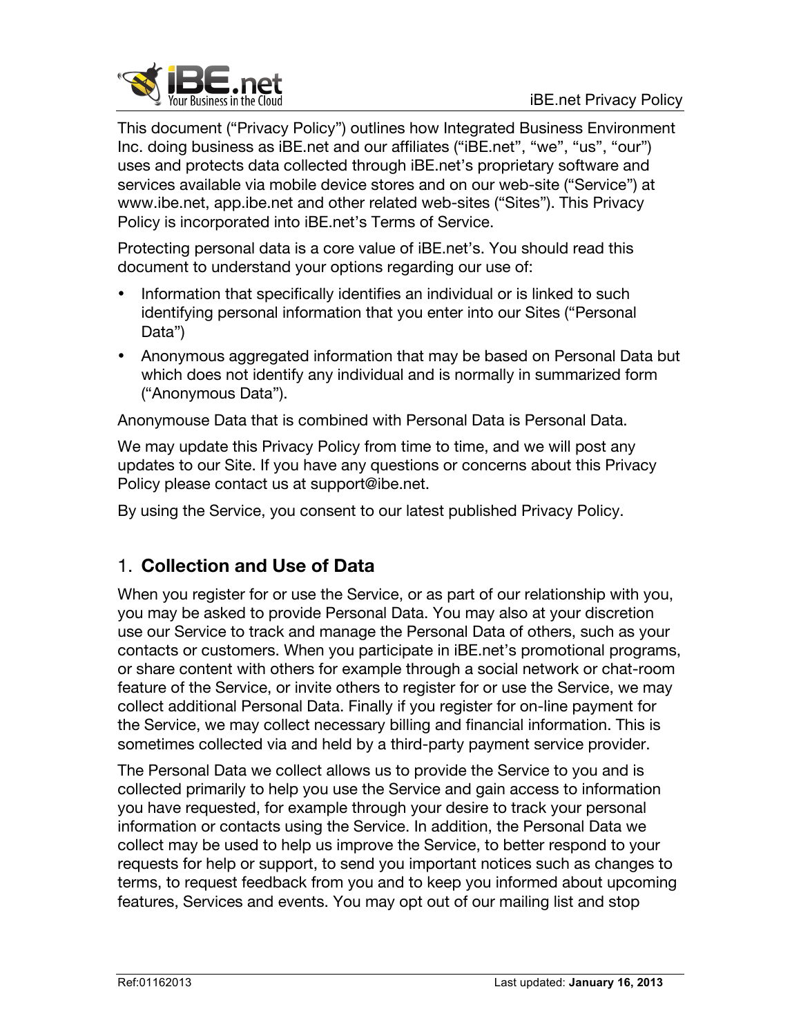This document ("Privacy Policy") outlines how Integrated Business Environment Inc. doing business as iBE.net and our affiliates ("iBE.net", "we", "us", "our") uses and protects data collected through iBE.net's proprietary software and services available via mobile device stores and on our web-site ("Service") at www.ibe.net, app.ibe.net and other related web-sites ("Sites"). This Privacy Policy is incorporated into iBE.net's Terms of Service.

Protecting personal data is a core value of iBE.net's. You should read this document to understand your options regarding our use of:

- Information that specifically identifies an individual or is linked to such identifying personal information that you enter into our Sites ("Personal Data")
- Anonymous aggregated information that may be based on Personal Data but which does not identify any individual and is normally in summarized form ("Anonymous Data").

Anonymouse Data that is combined with Personal Data is Personal Data.

We may update this Privacy Policy from time to time, and we will post any updates to our Site. If you have any questions or concerns about this Privacy Policy please contact us at support@ibe.net.

By using the Service, you consent to our latest published Privacy Policy.

## 1. **Collection and Use of Data**

When you register for or use the Service, or as part of our relationship with you, you may be asked to provide Personal Data. You may also at your discretion use our Service to track and manage the Personal Data of others, such as your contacts or customers. When you participate in iBE.net's promotional programs, or share content with others for example through a social network or chat-room feature of the Service, or invite others to register for or use the Service, we may collect additional Personal Data. Finally if you register for on-line payment for the Service, we may collect necessary billing and financial information. This is sometimes collected via and held by a third-party payment service provider.

The Personal Data we collect allows us to provide the Service to you and is collected primarily to help you use the Service and gain access to information you have requested, for example through your desire to track your personal information or contacts using the Service. In addition, the Personal Data we collect may be used to help us improve the Service, to better respond to your requests for help or support, to send you important notices such as changes to terms, to request feedback from you and to keep you informed about upcoming features, Services and events. You may opt out of our mailing list and stop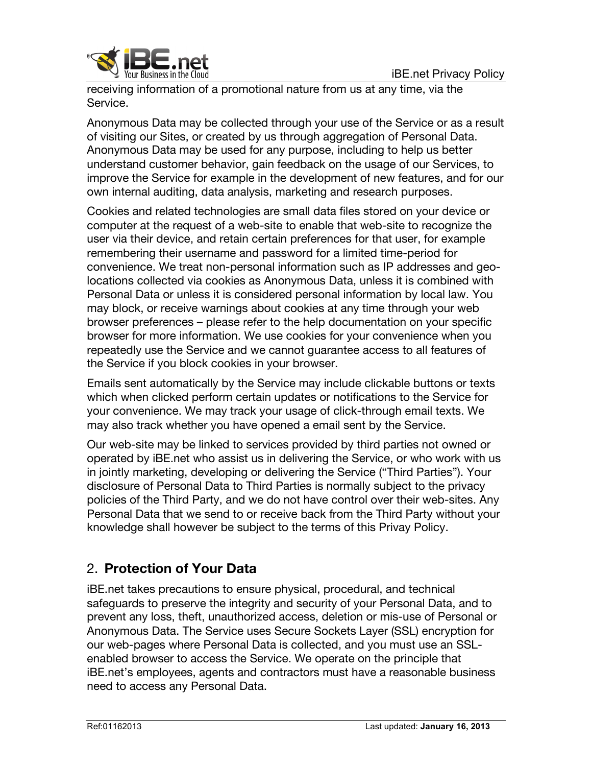receiving information of a promotional nature from us at any time, via the Service.

Anonymous Data may be collected through your use of the Service or as a result of visiting our Sites, or created by us through aggregation of Personal Data. Anonymous Data may be used for any purpose, including to help us better understand customer behavior, gain feedback on the usage of our Services, to improve the Service for example in the development of new features, and for our own internal auditing, data analysis, marketing and research purposes.

Cookies and related technologies are small data files stored on your device or computer at the request of a web-site to enable that web-site to recognize the user via their device, and retain certain preferences for that user, for example remembering their username and password for a limited time-period for convenience. We treat non-personal information such as IP addresses and geo-locations collected via cookies as Anonymous Data, unless it is combined with Personal Data or unless it is considered personal information by local law. You may block, or receive warnings about cookies at any time through your web browser preferences – please refer to the help documentation on your specific browser for more information. We use cookies for your convenience when you repeatedly use the Service and we cannot guarantee access to all features of the Service if you block cookies in your browser.

Emails sent automatically by the Service may include clickable buttons or texts which when clicked perform certain updates or notifications to the Service for your convenience. We may track your usage of click-through email texts. We may also track whether you have opened a email sent by the Service.

Our web-site may be linked to services provided by third parties not owned or operated by iBE.net who assist us in delivering the Service, or who work with us in jointly marketing, developing or delivering the Service ("Third Parties"). Your disclosure of Personal Data to Third Parties is normally subject to the privacy policies of the Third Party, and we do not have control over their web-sites. Any Personal Data that we send to or receive back from the Third Party without your knowledge shall however be subject to the terms of this Privay Policy.

## 2. **Protection of Your Data**

iBE.net takes precautions to ensure physical, procedural, and technical safeguards to preserve the integrity and security of your Personal Data, and to prevent any loss, theft, unauthorized access, deletion or mis-use of Personal or Anonymous Data. The Service uses Secure Sockets Layer (SSL) encryption for our web-pages where Personal Data is collected, and you must use an SSL-enabled browser to access the Service. We operate on the principle that iBE.net's employees, agents and contractors must have a reasonable business need to access any Personal Data.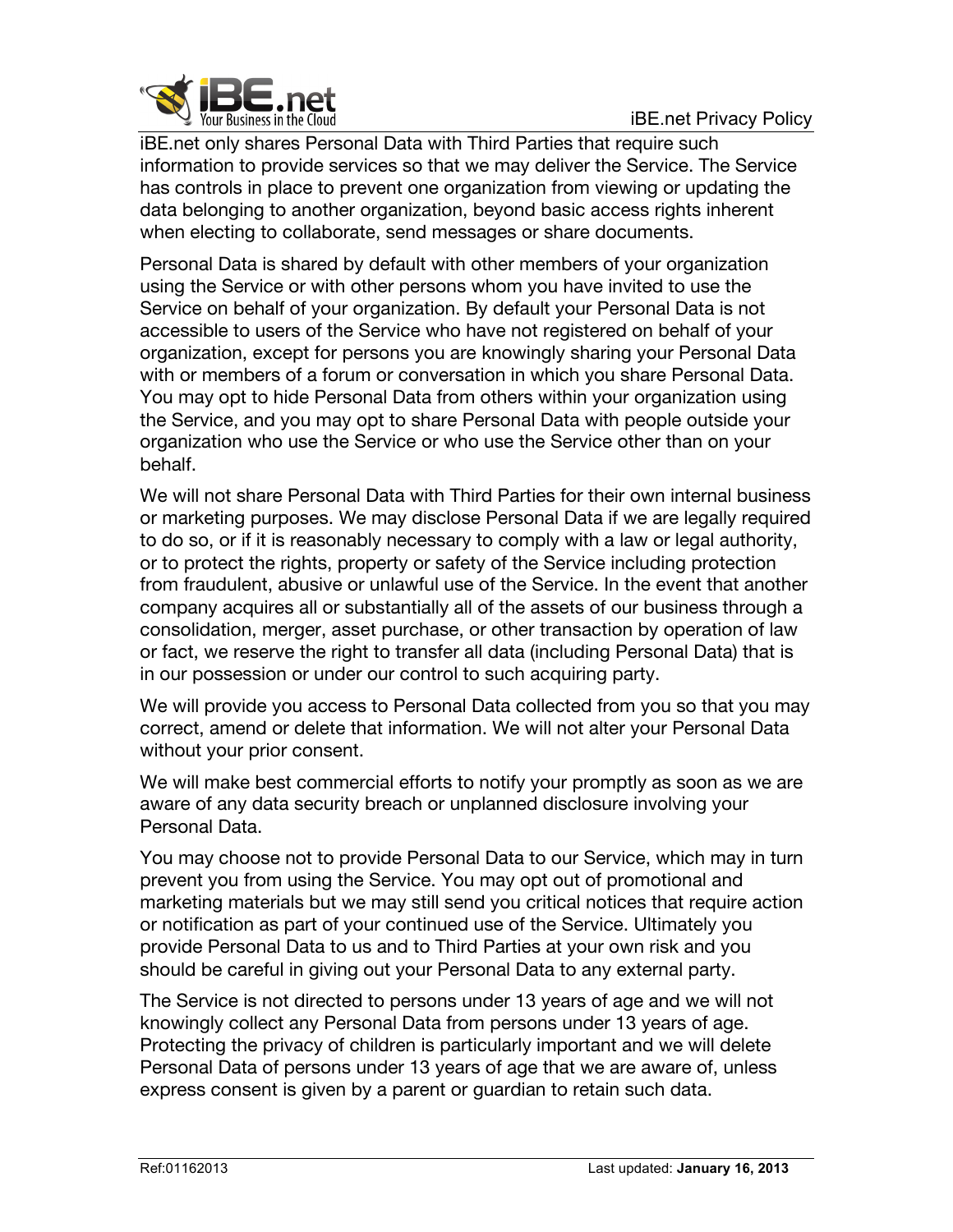iBE.net only shares Personal Data with Third Parties that require such information to provide services so that we may deliver the Service. The Service has controls in place to prevent one organization from viewing or updating the data belonging to another organization, beyond basic access rights inherent when electing to collaborate, send messages or share documents.

Personal Data is shared by default with other members of your organization using the Service or with other persons whom you have invited to use the Service on behalf of your organization. By default your Personal Data is not accessible to users of the Service who have not registered on behalf of your organization, except for persons you are knowingly sharing your Personal Data with or members of a forum or conversation in which you share Personal Data. You may opt to hide Personal Data from others within your organization using the Service, and you may opt to share Personal Data with people outside your organization who use the Service or who use the Service other than on your behalf.

We will not share Personal Data with Third Parties for their own internal business or marketing purposes. We may disclose Personal Data if we are legally required to do so, or if it is reasonably necessary to comply with a law or legal authority, or to protect the rights, property or safety of the Service including protection from fraudulent, abusive or unlawful use of the Service. In the event that another company acquires all or substantially all of the assets of our business through a consolidation, merger, asset purchase, or other transaction by operation of law or fact, we reserve the right to transfer all data (including Personal Data) that is in our possession or under our control to such acquiring party.

We will provide you access to Personal Data collected from you so that you may correct, amend or delete that information. We will not alter your Personal Data without your prior consent.

We will make best commercial efforts to notify your promptly as soon as we are aware of any data security breach or unplanned disclosure involving your Personal Data.

You may choose not to provide Personal Data to our Service, which may in turn prevent you from using the Service. You may opt out of promotional and marketing materials but we may still send you critical notices that require action or notification as part of your continued use of the Service. Ultimately you provide Personal Data to us and to Third Parties at your own risk and you should be careful in giving out your Personal Data to any external party.

The Service is not directed to persons under 13 years of age and we will not knowingly collect any Personal Data from persons under 13 years of age. Protecting the privacy of children is particularly important and we will delete Personal Data of persons under 13 years of age that we are aware of, unless express consent is given by a parent or guardian to retain such data.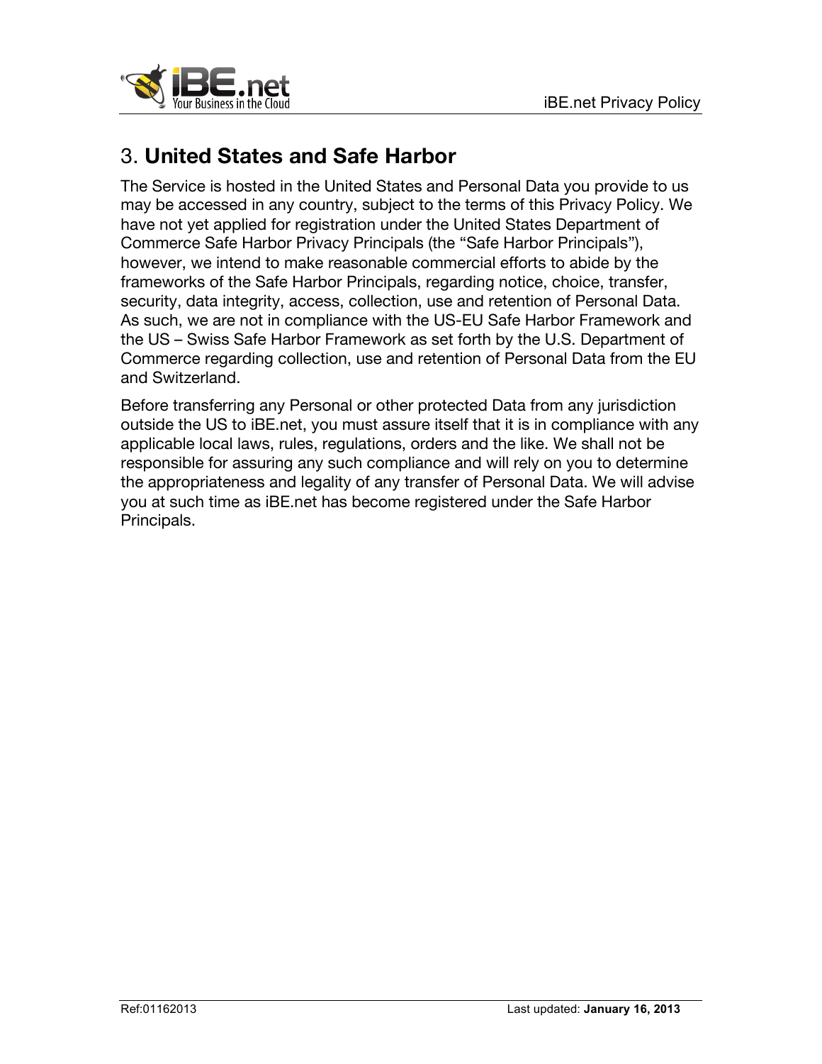## 3. **United States and Safe Harbor**

The Service is hosted in the United States and Personal Data you provide to us may be accessed in any country, subject to the terms of this Privacy Policy. We have not yet applied for registration under the United States Department of Commerce Safe Harbor Privacy Principals (the "Safe Harbor Principals"), however, we intend to make reasonable commercial efforts to abide by the frameworks of the Safe Harbor Principals, regarding notice, choice, transfer, security, data integrity, access, collection, use and retention of Personal Data. As such, we are not in compliance with the US-EU Safe Harbor Framework and the US – Swiss Safe Harbor Framework as set forth by the U.S. Department of Commerce regarding collection, use and retention of Personal Data from the EU and Switzerland.

Before transferring any Personal or other protected Data from any jurisdiction outside the US to iBE.net, you must assure itself that it is in compliance with any applicable local laws, rules, regulations, orders and the like. We shall not be responsible for assuring any such compliance and will rely on you to determine the appropriateness and legality of any transfer of Personal Data. We will advise you at such time as iBE.net has become registered under the Safe Harbor Principals.